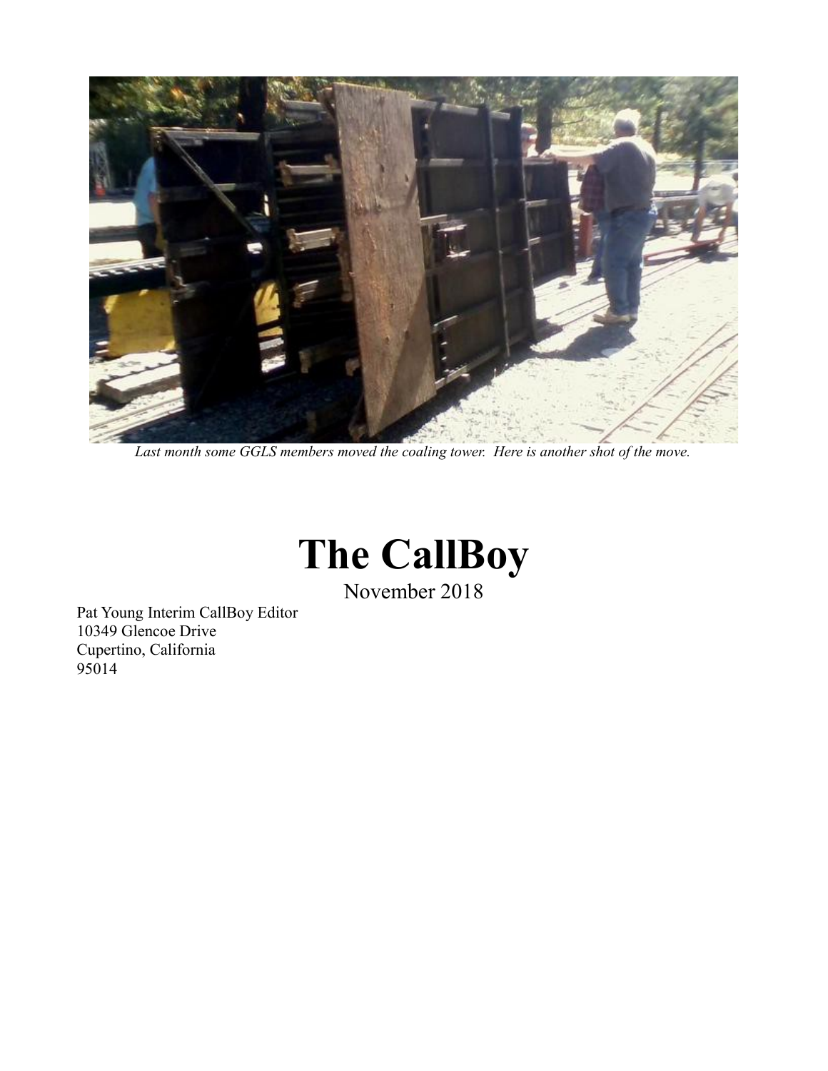*Last month some GGLS members moved the coaling tower. Here is another shot of the move.*

# The CallBoy

November 2018

Pat Young Interim CallBoy Editor
10349 Glencoe Drive
Cupertino, California
95014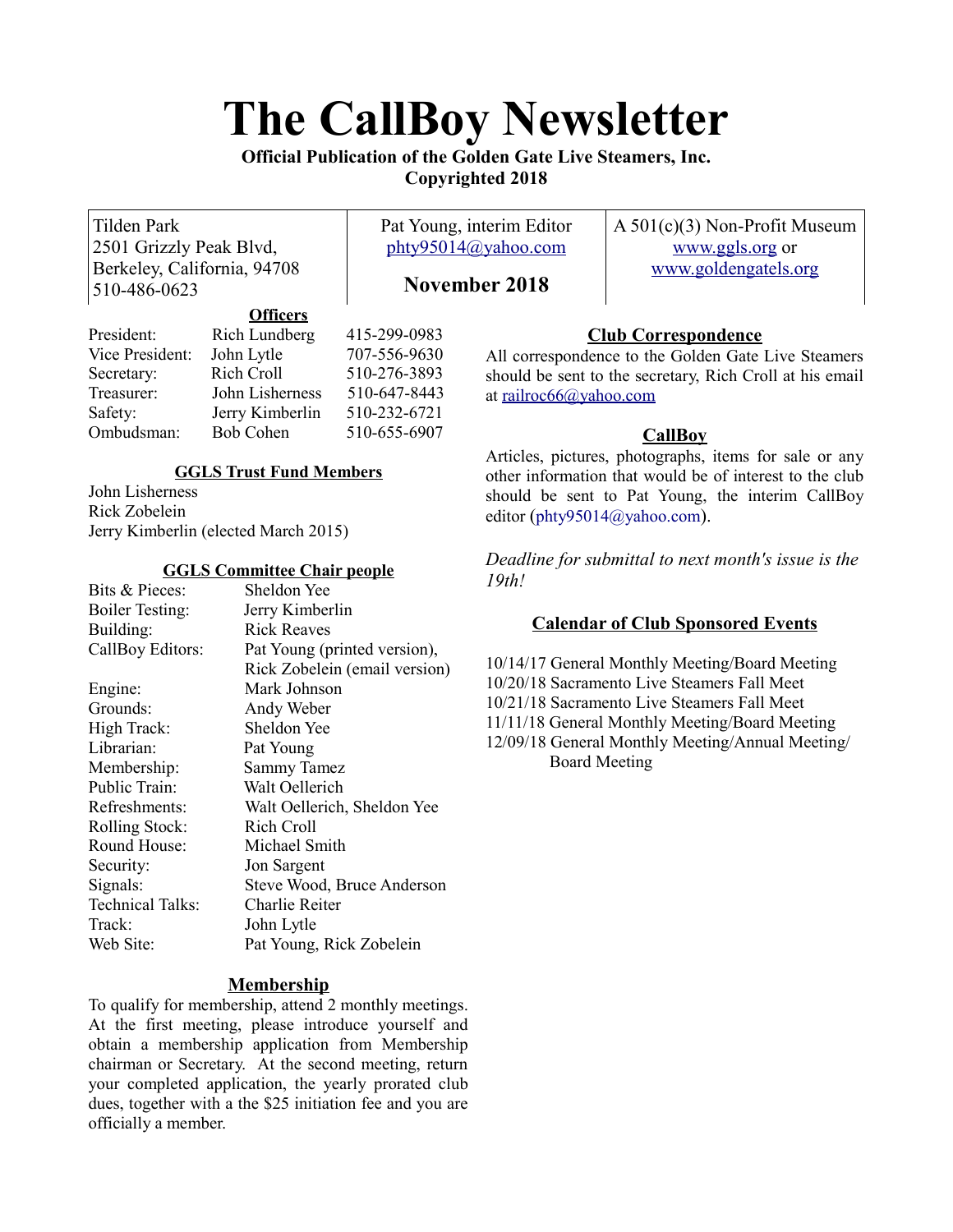# The CallBoy Newsletter

**Official Publication of the Golden Gate Live Steamers, Inc.**
**Copyrighted 2018**

| Tilden Park<br>2501 Grizzly Peak Blvd,<br>Berkeley, California, 94708<br>510-486-0623 | Pat Young, interim Editor<br>phty95014@yahoo.com<br><br>**November 2018** | A 501(c)(3) Non-Profit Museum<br>www.ggls.org or<br>www.goldengatels.org |
|---|---|---|

### Officers

| | | |
|---|---|---|
| President: | Rich Lundberg | 415-299-0983 |
| Vice President: | John Lytle | 707-556-9630 |
| Secretary: | Rich Croll | 510-276-3893 |
| Treasurer: | John Lisherness | 510-647-8443 |
| Safety: | Jerry Kimberlin | 510-232-6721 |
| Ombudsman: | Bob Cohen | 510-655-6907 |

### GGLS Trust Fund Members

John Lisherness
Rick Zobelein
Jerry Kimberlin (elected March 2015)

### GGLS Committee Chair people

| | |
|---|---|
| Bits & Pieces: | Sheldon Yee |
| Boiler Testing: | Jerry Kimberlin |
| Building: | Rick Reaves |
| CallBoy Editors: | Pat Young (printed version), Rick Zobelein (email version) |
| Engine: | Mark Johnson |
| Grounds: | Andy Weber |
| High Track: | Sheldon Yee |
| Librarian: | Pat Young |
| Membership: | Sammy Tamez |
| Public Train: | Walt Oellerich |
| Refreshments: | Walt Oellerich, Sheldon Yee |
| Rolling Stock: | Rich Croll |
| Round House: | Michael Smith |
| Security: | Jon Sargent |
| Signals: | Steve Wood, Bruce Anderson |
| Technical Talks: | Charlie Reiter |
| Track: | John Lytle |
| Web Site: | Pat Young, Rick Zobelein |

### Membership

To qualify for membership, attend 2 monthly meetings. At the first meeting, please introduce yourself and obtain a membership application from Membership chairman or Secretary. At the second meeting, return your completed application, the yearly prorated club dues, together with a the $25 initiation fee and you are officially a member.

### Club Correspondence

All correspondence to the Golden Gate Live Steamers should be sent to the secretary, Rich Croll at his email at railroc66@yahoo.com

### CallBoy

Articles, pictures, photographs, items for sale or any other information that would be of interest to the club should be sent to Pat Young, the interim CallBoy editor (phty95014@yahoo.com).

*Deadline for submittal to next month's issue is the 19th!*

### Calendar of Club Sponsored Events

10/14/17 General Monthly Meeting/Board Meeting
10/20/18 Sacramento Live Steamers Fall Meet
10/21/18 Sacramento Live Steamers Fall Meet
11/11/18 General Monthly Meeting/Board Meeting
12/09/18 General Monthly Meeting/Annual Meeting/ Board Meeting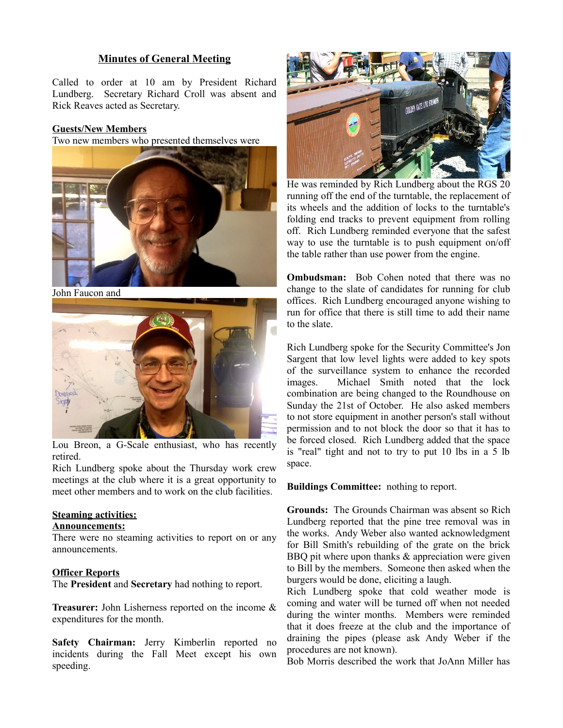## Minutes of General Meeting

Called to order at 10 am by President Richard Lundberg. Secretary Richard Croll was absent and Rick Reaves acted as Secretary.

**Guests/New Members**

Two new members who presented themselves were

John Faucon and

Lou Breon, a G-Scale enthusiast, who has recently retired.

Rich Lundberg spoke about the Thursday work crew meetings at the club where it is a great opportunity to meet other members and to work on the club facilities.

**Steaming activities:**

**Announcements:**

There were no steaming activities to report on or any announcements.

**Officer Reports**

The **President** and **Secretary** had nothing to report.

**Treasurer:** John Lisherness reported on the income & expenditures for the month.

**Safety Chairman:** Jerry Kimberlin reported no incidents during the Fall Meet except his own speeding.

He was reminded by Rich Lundberg about the RGS 20 running off the end of the turntable, the replacement of its wheels and the addition of locks to the turntable's folding end tracks to prevent equipment from rolling off. Rich Lundberg reminded everyone that the safest way to use the turntable is to push equipment on/off the table rather than use power from the engine.

**Ombudsman:** Bob Cohen noted that there was no change to the slate of candidates for running for club offices. Rich Lundberg encouraged anyone wishing to run for office that there is still time to add their name to the slate.

Rich Lundberg spoke for the Security Committee's Jon Sargent that low level lights were added to key spots of the surveillance system to enhance the recorded images. Michael Smith noted that the lock combination are being changed to the Roundhouse on Sunday the 21st of October. He also asked members to not store equipment in another person's stall without permission and to not block the door so that it has to be forced closed. Rich Lundberg added that the space is "real" tight and not to try to put 10 lbs in a 5 lb space.

**Buildings Committee:** nothing to report.

**Grounds:** The Grounds Chairman was absent so Rich Lundberg reported that the pine tree removal was in the works. Andy Weber also wanted acknowledgment for Bill Smith's rebuilding of the grate on the brick BBQ pit where upon thanks & appreciation were given to Bill by the members. Someone then asked when the burgers would be done, eliciting a laugh.

Rich Lundberg spoke that cold weather mode is coming and water will be turned off when not needed during the winter months. Members were reminded that it does freeze at the club and the importance of draining the pipes (please ask Andy Weber if the procedures are not known).

Bob Morris described the work that JoAnn Miller has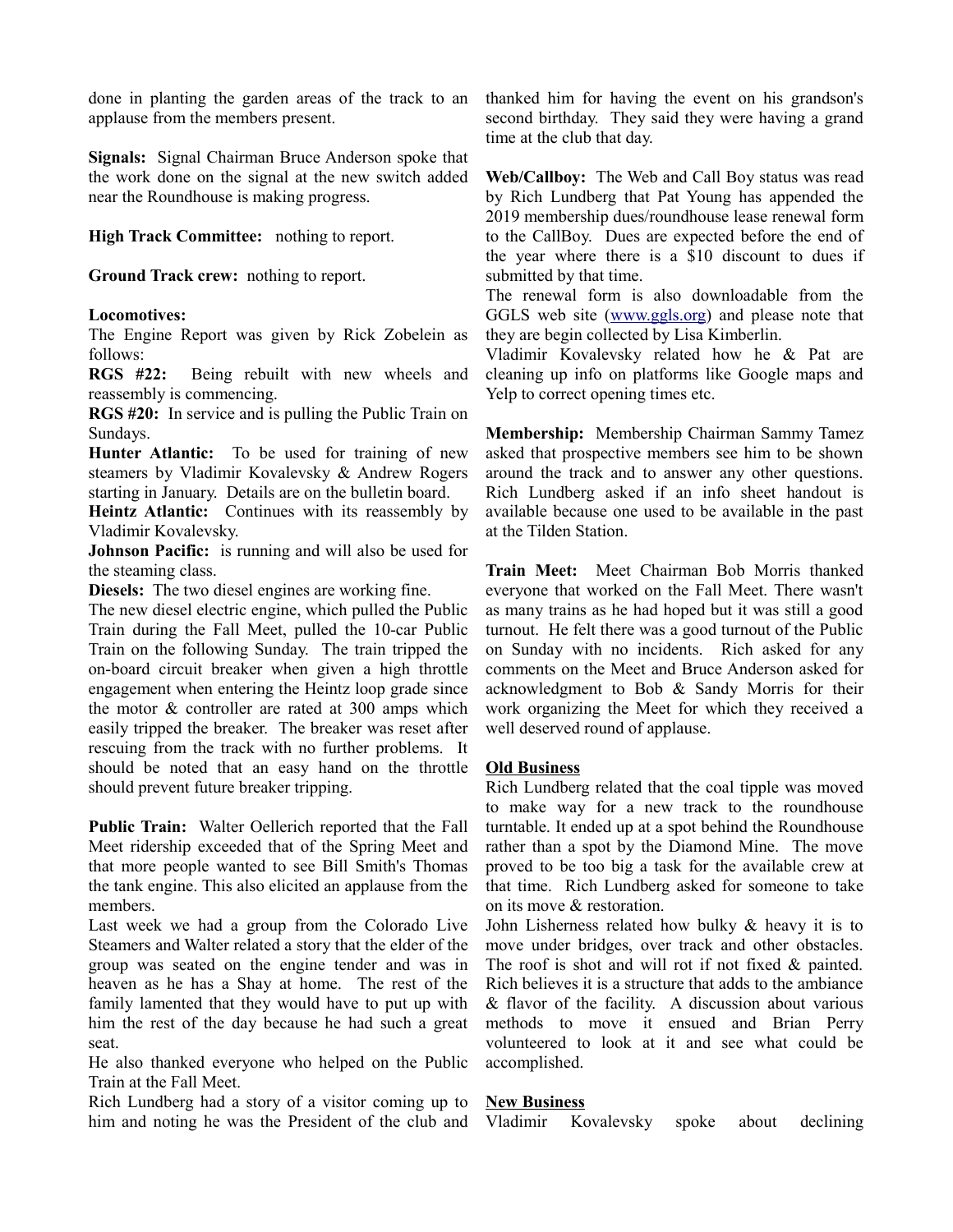done in planting the garden areas of the track to an applause from the members present.

**Signals:** Signal Chairman Bruce Anderson spoke that the work done on the signal at the new switch added near the Roundhouse is making progress.

**High Track Committee:** nothing to report.

**Ground Track crew:** nothing to report.

**Locomotives:**

The Engine Report was given by Rick Zobelein as follows:

**RGS #22:** Being rebuilt with new wheels and reassembly is commencing.

**RGS #20:** In service and is pulling the Public Train on Sundays.

**Hunter Atlantic:** To be used for training of new steamers by Vladimir Kovalevsky & Andrew Rogers starting in January. Details are on the bulletin board.

**Heintz Atlantic:** Continues with its reassembly by Vladimir Kovalevsky.

**Johnson Pacific:** is running and will also be used for the steaming class.

**Diesels:** The two diesel engines are working fine.

The new diesel electric engine, which pulled the Public Train during the Fall Meet, pulled the 10-car Public Train on the following Sunday. The train tripped the on-board circuit breaker when given a high throttle engagement when entering the Heintz loop grade since the motor & controller are rated at 300 amps which easily tripped the breaker. The breaker was reset after rescuing from the track with no further problems. It should be noted that an easy hand on the throttle should prevent future breaker tripping.

**Public Train:** Walter Oellerich reported that the Fall Meet ridership exceeded that of the Spring Meet and that more people wanted to see Bill Smith's Thomas the tank engine. This also elicited an applause from the members.

Last week we had a group from the Colorado Live Steamers and Walter related a story that the elder of the group was seated on the engine tender and was in heaven as he has a Shay at home. The rest of the family lamented that they would have to put up with him the rest of the day because he had such a great seat.

He also thanked everyone who helped on the Public Train at the Fall Meet.

Rich Lundberg had a story of a visitor coming up to him and noting he was the President of the club and thanked him for having the event on his grandson's second birthday. They said they were having a grand time at the club that day.

**Web/Callboy:** The Web and Call Boy status was read by Rich Lundberg that Pat Young has appended the 2019 membership dues/roundhouse lease renewal form to the CallBoy. Dues are expected before the end of the year where there is a $10 discount to dues if submitted by that time.

The renewal form is also downloadable from the GGLS web site ([www.ggls.org](http://www.ggls.org)) and please note that they are begin collected by Lisa Kimberlin.

Vladimir Kovalevsky related how he & Pat are cleaning up info on platforms like Google maps and Yelp to correct opening times etc.

**Membership:** Membership Chairman Sammy Tamez asked that prospective members see him to be shown around the track and to answer any other questions. Rich Lundberg asked if an info sheet handout is available because one used to be available in the past at the Tilden Station.

**Train Meet:** Meet Chairman Bob Morris thanked everyone that worked on the Fall Meet. There wasn't as many trains as he had hoped but it was still a good turnout. He felt there was a good turnout of the Public on Sunday with no incidents. Rich asked for any comments on the Meet and Bruce Anderson asked for acknowledgment to Bob & Sandy Morris for their work organizing the Meet for which they received a well deserved round of applause.

**Old Business**

Rich Lundberg related that the coal tipple was moved to make way for a new track to the roundhouse turntable. It ended up at a spot behind the Roundhouse rather than a spot by the Diamond Mine. The move proved to be too big a task for the available crew at that time. Rich Lundberg asked for someone to take on its move & restoration.

John Lisherness related how bulky & heavy it is to move under bridges, over track and other obstacles. The roof is shot and will rot if not fixed & painted. Rich believes it is a structure that adds to the ambiance & flavor of the facility. A discussion about various methods to move it ensued and Brian Perry volunteered to look at it and see what could be accomplished.

**New Business**

Vladimir Kovalevsky spoke about declining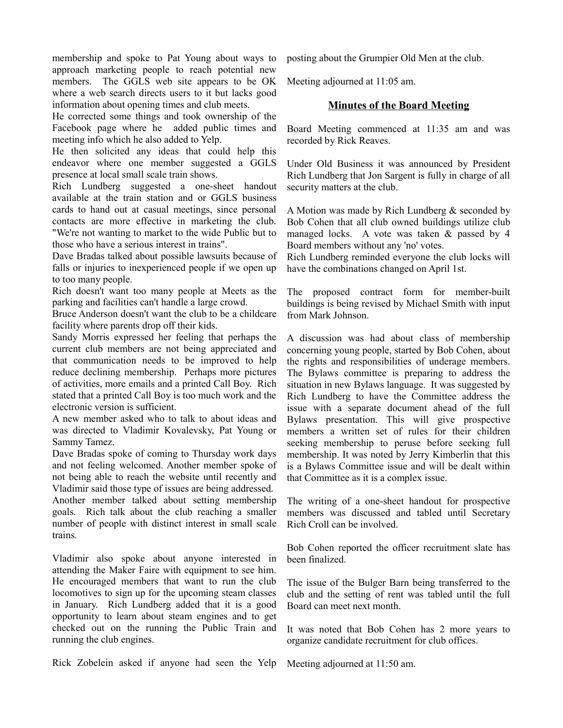membership and spoke to Pat Young about ways to approach marketing people to reach potential new members. The GGLS web site appears to be OK where a web search directs users to it but lacks good information about opening times and club meets.

He corrected some things and took ownership of the Facebook page where he added public times and meeting info which he also added to Yelp.

He then solicited any ideas that could help this endeavor where one member suggested a GGLS presence at local small scale train shows.

Rich Lundberg suggested a one-sheet handout available at the train station and or GGLS business cards to hand out at casual meetings, since personal contacts are more effective in marketing the club. "We're not wanting to market to the wide Public but to those who have a serious interest in trains".

Dave Bradas talked about possible lawsuits because of falls or injuries to inexperienced people if we open up to too many people.

Rich doesn't want too many people at Meets as the parking and facilities can't handle a large crowd.

Bruce Anderson doesn't want the club to be a childcare facility where parents drop off their kids.

Sandy Morris expressed her feeling that perhaps the current club members are not being appreciated and that communication needs to be improved to help reduce declining membership. Perhaps more pictures of activities, more emails and a printed Call Boy. Rich stated that a printed Call Boy is too much work and the electronic version is sufficient.

A new member asked who to talk to about ideas and was directed to Vladimir Kovalevsky, Pat Young or Sammy Tamez.

Dave Bradas spoke of coming to Thursday work days and not feeling welcomed. Another member spoke of not being able to reach the website until recently and Vladimir said those type of issues are being addressed.

Another member talked about setting membership goals. Rich talk about the club reaching a smaller number of people with distinct interest in small scale trains.

Vladimir also spoke about anyone interested in attending the Maker Faire with equipment to see him. He encouraged members that want to run the club locomotives to sign up for the upcoming steam classes in January. Rich Lundberg added that it is a good opportunity to learn about steam engines and to get checked out on the running the Public Train and running the club engines.

Rick Zobelein asked if anyone had seen the Yelp posting about the Grumpier Old Men at the club.

Meeting adjourned at 11:05 am.

## Minutes of the Board Meeting

Board Meeting commenced at 11:35 am and was recorded by Rick Reaves.

Under Old Business it was announced by President Rich Lundberg that Jon Sargent is fully in charge of all security matters at the club.

A Motion was made by Rich Lundberg & seconded by Bob Cohen that all club owned buildings utilize club managed locks. A vote was taken & passed by 4 Board members without any 'no' votes.

Rich Lundberg reminded everyone the club locks will have the combinations changed on April 1st.

The proposed contract form for member-built buildings is being revised by Michael Smith with input from Mark Johnson.

A discussion was had about class of membership concerning young people, started by Bob Cohen, about the rights and responsibilities of underage members. The Bylaws committee is preparing to address the situation in new Bylaws language. It was suggested by Rich Lundberg to have the Committee address the issue with a separate document ahead of the full Bylaws presentation. This will give prospective members a written set of rules for their children seeking membership to peruse before seeking full membership. It was noted by Jerry Kimberlin that this is a Bylaws Committee issue and will be dealt within that Committee as it is a complex issue.

The writing of a one-sheet handout for prospective members was discussed and tabled until Secretary Rich Croll can be involved.

Bob Cohen reported the officer recruitment slate has been finalized.

The issue of the Bulger Barn being transferred to the club and the setting of rent was tabled until the full Board can meet next month.

It was noted that Bob Cohen has 2 more years to organize candidate recruitment for club offices.

Meeting adjourned at 11:50 am.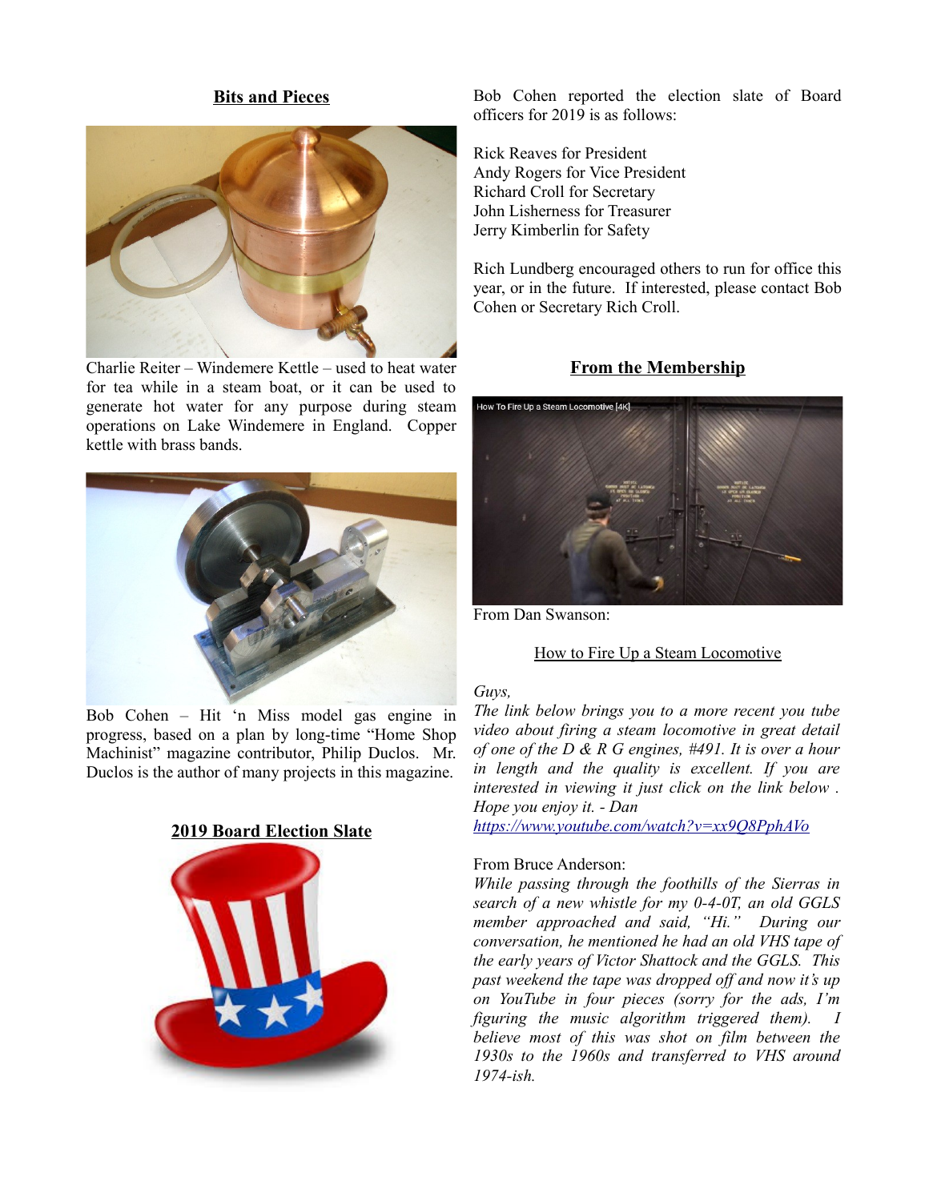## Bits and Pieces

Charlie Reiter – Windemere Kettle – used to heat water for tea while in a steam boat, or it can be used to generate hot water for any purpose during steam operations on Lake Windemere in England. Copper kettle with brass bands.

Bob Cohen – Hit 'n Miss model gas engine in progress, based on a plan by long-time "Home Shop Machinist" magazine contributor, Philip Duclos. Mr. Duclos is the author of many projects in this magazine.

## 2019 Board Election Slate

Bob Cohen reported the election slate of Board officers for 2019 is as follows:

Rick Reaves for President
Andy Rogers for Vice President
Richard Croll for Secretary
John Lisherness for Treasurer
Jerry Kimberlin for Safety

Rich Lundberg encouraged others to run for office this year, or in the future. If interested, please contact Bob Cohen or Secretary Rich Croll.

## From the Membership

From Dan Swanson:

How to Fire Up a Steam Locomotive

*Guys,*
*The link below brings you to a more recent you tube video about firing a steam locomotive in great detail of one of the D & R G engines, #491. It is over a hour in length and the quality is excellent. If you are interested in viewing it just click on the link below . Hope you enjoy it. - Dan*
*https://www.youtube.com/watch?v=xx9Q8PphAVo*

From Bruce Anderson:
*While passing through the foothills of the Sierras in search of a new whistle for my 0-4-0T, an old GGLS member approached and said, "Hi." During our conversation, he mentioned he had an old VHS tape of the early years of Victor Shattock and the GGLS. This past weekend the tape was dropped off and now it's up on YouTube in four pieces (sorry for the ads, I'm figuring the music algorithm triggered them). I believe most of this was shot on film between the 1930s to the 1960s and transferred to VHS around 1974-ish.*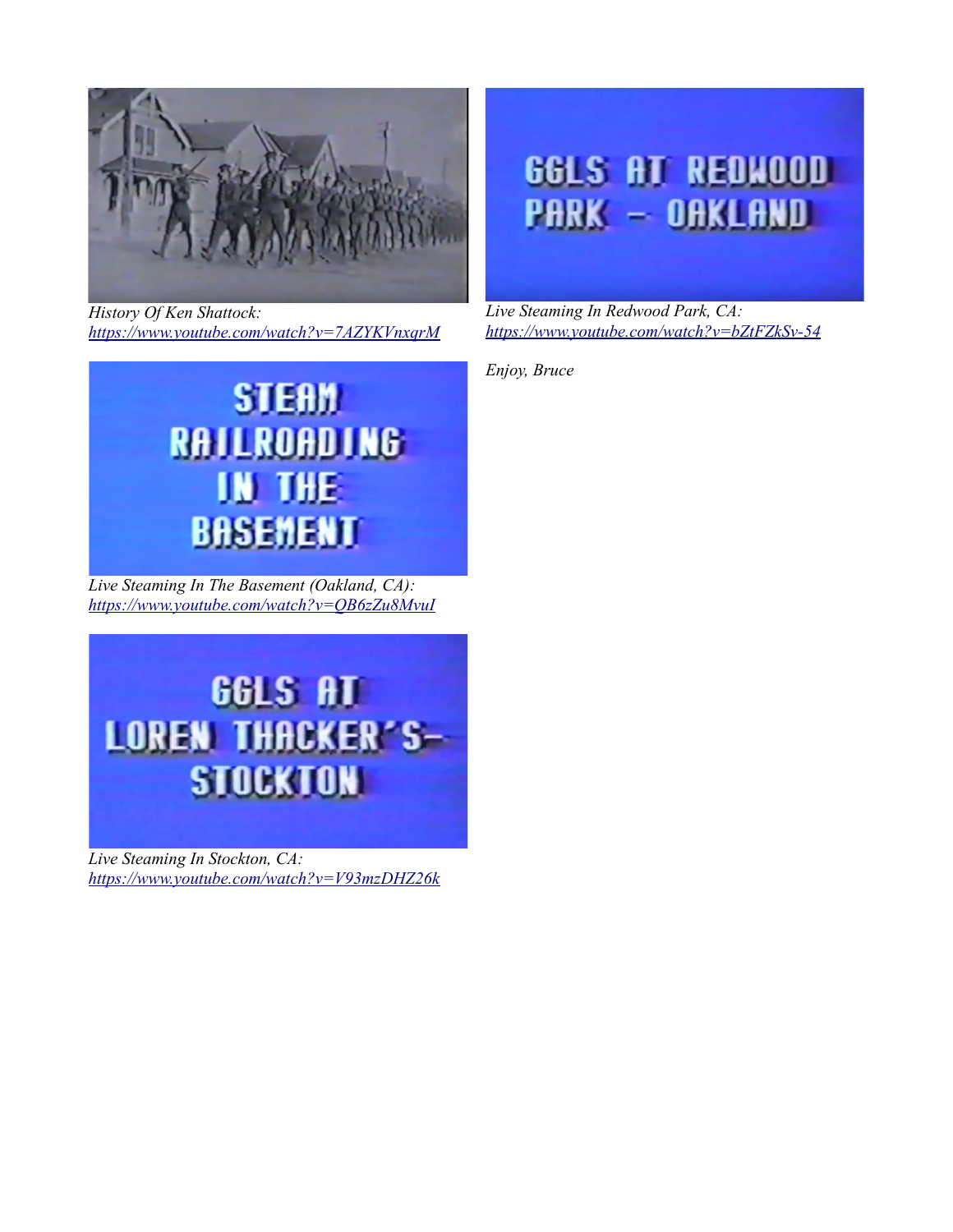*History Of Ken Shattock:*
*https://www.youtube.com/watch?v=7AZYKVnxqrM*

*Live Steaming In The Basement (Oakland, CA):*
*https://www.youtube.com/watch?v=QB6zZu8MvuI*

*Live Steaming In Stockton, CA:*
*https://www.youtube.com/watch?v=V93mzDHZ26k*

*Live Steaming In Redwood Park, CA:*
*https://www.youtube.com/watch?v=bZtFZkSv-54*

*Enjoy, Bruce*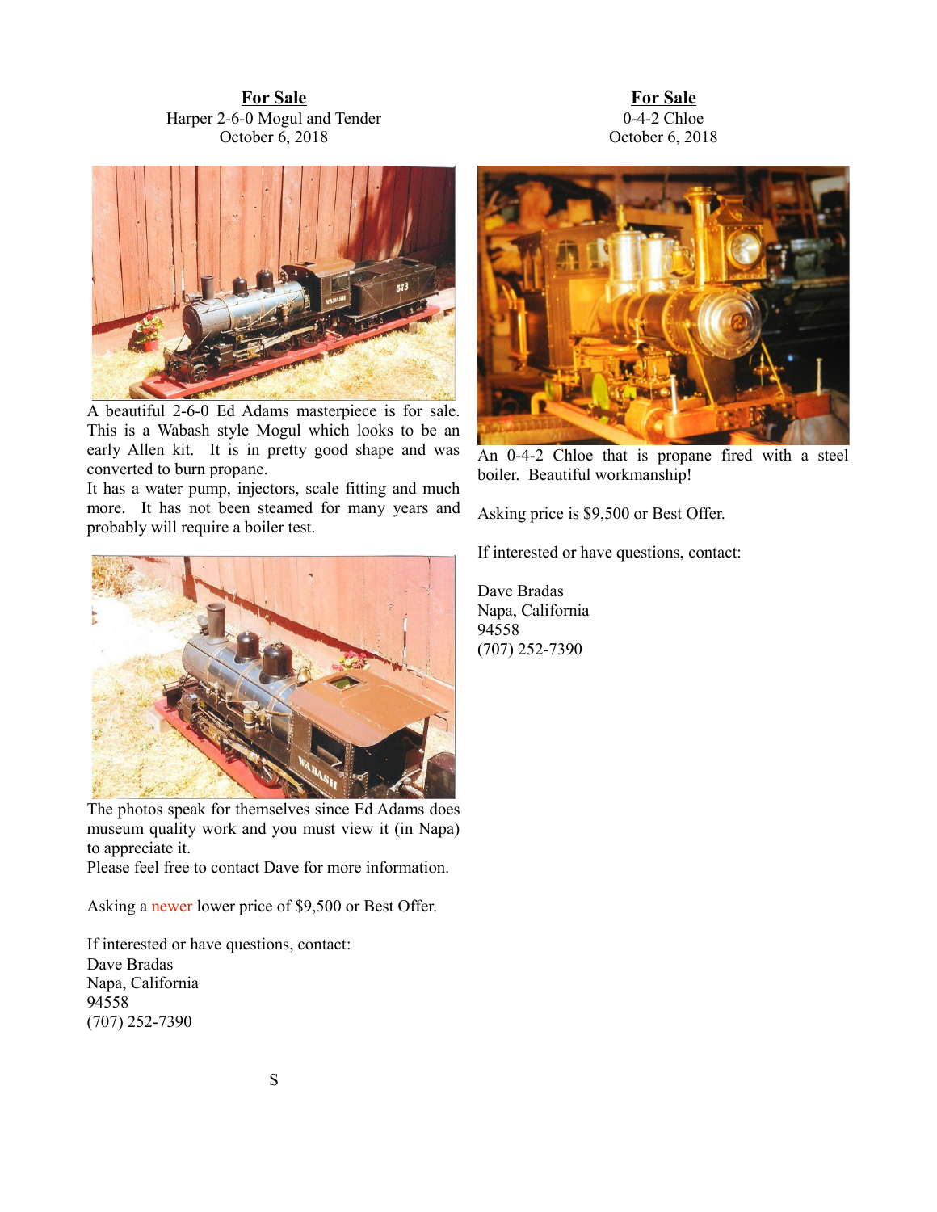**For Sale**

Harper 2-6-0 Mogul and Tender
October 6, 2018

A beautiful 2-6-0 Ed Adams masterpiece is for sale. This is a Wabash style Mogul which looks to be an early Allen kit. It is in pretty good shape and was converted to burn propane.
It has a water pump, injectors, scale fitting and much more. It has not been steamed for many years and probably will require a boiler test.

The photos speak for themselves since Ed Adams does museum quality work and you must view it (in Napa) to appreciate it.
Please feel free to contact Dave for more information.

Asking a newer lower price of $9,500 or Best Offer.

If interested or have questions, contact:
Dave Bradas
Napa, California
94558
(707) 252-7390

S

**For Sale**

0-4-2 Chloe
October 6, 2018

An 0-4-2 Chloe that is propane fired with a steel boiler. Beautiful workmanship!

Asking price is $9,500 or Best Offer.

If interested or have questions, contact:

Dave Bradas
Napa, California
94558
(707) 252-7390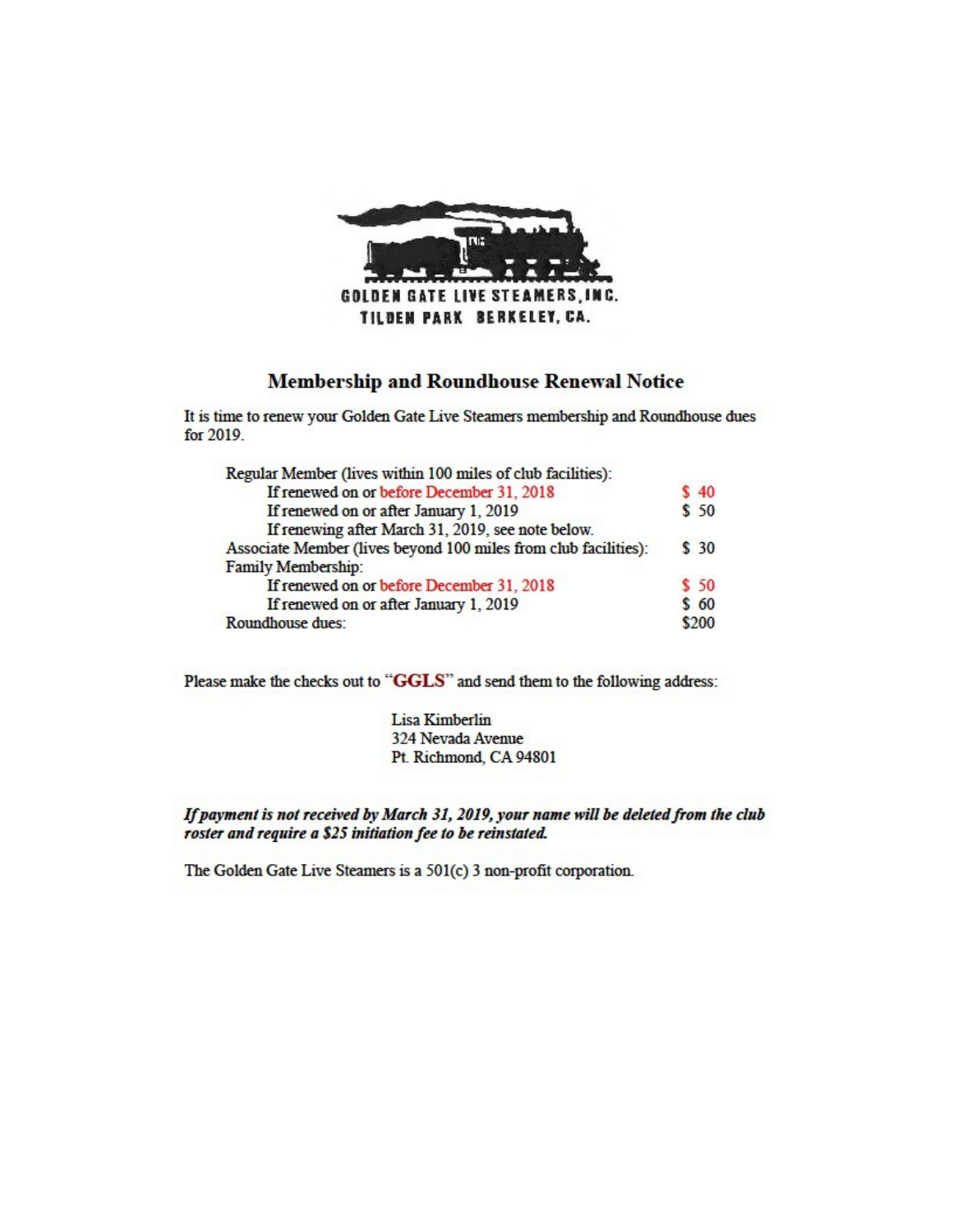GOLDEN GATE LIVE STEAMERS, INC.
TILDEN PARK BERKELEY, CA.

## Membership and Roundhouse Renewal Notice

It is time to renew your Golden Gate Live Steamers membership and Roundhouse dues for 2019.

| | |
|---|---|
| Regular Member (lives within 100 miles of club facilities): | |
| If renewed on or before December 31, 2018 | $ 40 |
| If renewed on or after January 1, 2019 | $ 50 |
| If renewing after March 31, 2019, see note below. | |
| Associate Member (lives beyond 100 miles from club facilities): | $ 30 |
| Family Membership: | |
| If renewed on or before December 31, 2018 | $ 50 |
| If renewed on or after January 1, 2019 | $ 60 |
| Roundhouse dues: | $200 |

Please make the checks out to "**GGLS**" and send them to the following address:

Lisa Kimberlin
324 Nevada Avenue
Pt. Richmond, CA 94801

***If payment is not received by March 31, 2019, your name will be deleted from the club roster and require a $25 initiation fee to be reinstated.***

The Golden Gate Live Steamers is a 501(c) 3 non-profit corporation.